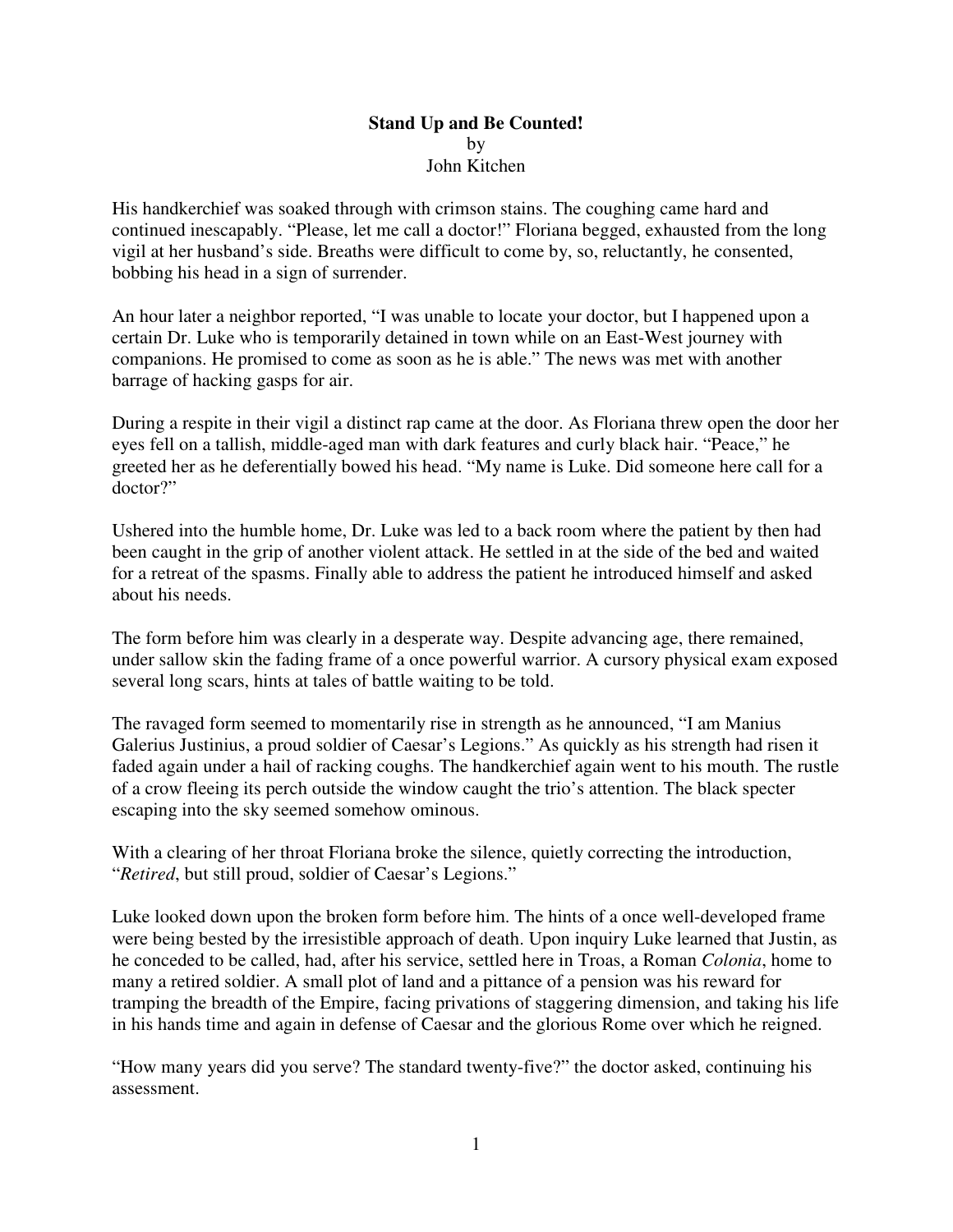# Stand Up and Be Counted!

by

John Kitchen

His handkerchief was soaked through with crimson stains. The coughing came hard and continued inescapably. "Please, let me call a doctor!" Floriana begged, exhausted from the long vigil at her husband's side. Breaths were difficult to come by, so, reluctantly, he consented, bobbing his head in a sign of surrender.

An hour later a neighbor reported, "I was unable to locate your doctor, but I happened upon a certain Dr. Luke who is temporarily detained in town while on an East-West journey with companions. He promised to come as soon as he is able." The news was met with another barrage of hacking gasps for air.

During a respite in their vigil a distinct rap came at the door. As Floriana threw open the door her eyes fell on a tallish, middle-aged man with dark features and curly black hair. "Peace," he greeted her as he deferentially bowed his head. "My name is Luke. Did someone here call for a doctor?"

Ushered into the humble home, Dr. Luke was led to a back room where the patient by then had been caught in the grip of another violent attack. He settled in at the side of the bed and waited for a retreat of the spasms. Finally able to address the patient he introduced himself and asked about his needs.

The form before him was clearly in a desperate way. Despite advancing age, there remained, under sallow skin the fading frame of a once powerful warrior. A cursory physical exam exposed several long scars, hints at tales of battle waiting to be told.

The ravaged form seemed to momentarily rise in strength as he announced, "I am Manius Galerius Justinius, a proud soldier of Caesar's Legions." As quickly as his strength had risen it faded again under a hail of racking coughs. The handkerchief again went to his mouth. The rustle of a crow fleeing its perch outside the window caught the trio's attention. The black specter escaping into the sky seemed somehow ominous.

With a clearing of her throat Floriana broke the silence, quietly correcting the introduction, "*Retired*, but still proud, soldier of Caesar's Legions."

Luke looked down upon the broken form before him. The hints of a once well-developed frame were being bested by the irresistible approach of death. Upon inquiry Luke learned that Justin, as he conceded to be called, had, after his service, settled here in Troas, a Roman *Colonia*, home to many a retired soldier. A small plot of land and a pittance of a pension was his reward for tramping the breadth of the Empire, facing privations of staggering dimension, and taking his life in his hands time and again in defense of Caesar and the glorious Rome over which he reigned.

"How many years did you serve? The standard twenty-five?" the doctor asked, continuing his assessment.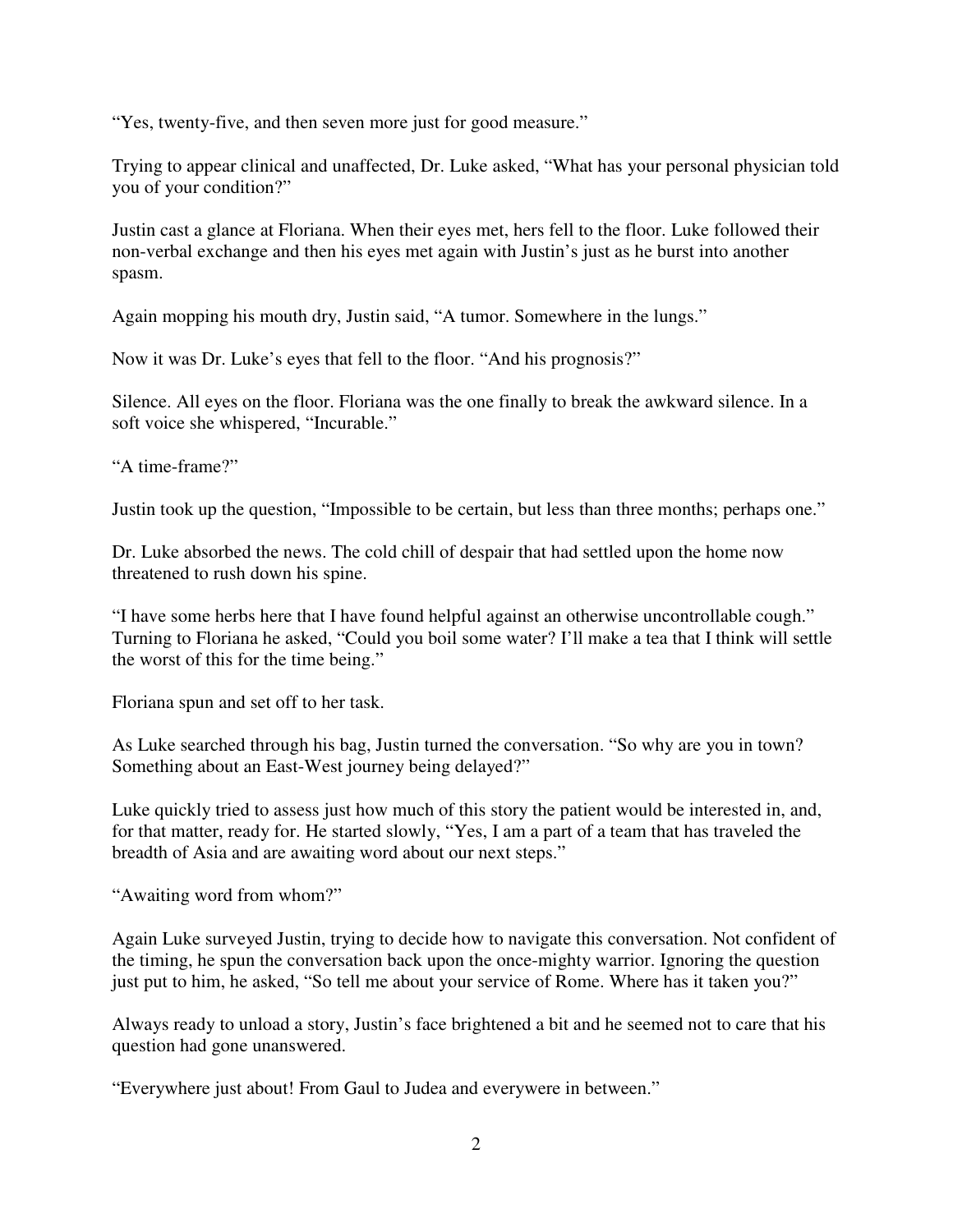"Yes, twenty-five, and then seven more just for good measure."

Trying to appear clinical and unaffected, Dr. Luke asked, "What has your personal physician told you of your condition?"

Justin cast a glance at Floriana. When their eyes met, hers fell to the floor. Luke followed their non-verbal exchange and then his eyes met again with Justin's just as he burst into another spasm.

Again mopping his mouth dry, Justin said, "A tumor. Somewhere in the lungs."

Now it was Dr. Luke's eyes that fell to the floor. "And his prognosis?"

Silence. All eyes on the floor. Floriana was the one finally to break the awkward silence. In a soft voice she whispered, "Incurable."

"A time-frame?"

Justin took up the question, "Impossible to be certain, but less than three months; perhaps one."

Dr. Luke absorbed the news. The cold chill of despair that had settled upon the home now threatened to rush down his spine.

"I have some herbs here that I have found helpful against an otherwise uncontrollable cough." Turning to Floriana he asked, "Could you boil some water? I'll make a tea that I think will settle the worst of this for the time being."

Floriana spun and set off to her task.

As Luke searched through his bag, Justin turned the conversation. "So why are you in town? Something about an East-West journey being delayed?"

Luke quickly tried to assess just how much of this story the patient would be interested in, and, for that matter, ready for. He started slowly, "Yes, I am a part of a team that has traveled the breadth of Asia and are awaiting word about our next steps."

"Awaiting word from whom?"

Again Luke surveyed Justin, trying to decide how to navigate this conversation. Not confident of the timing, he spun the conversation back upon the once-mighty warrior. Ignoring the question just put to him, he asked, "So tell me about your service of Rome. Where has it taken you?"

Always ready to unload a story, Justin's face brightened a bit and he seemed not to care that his question had gone unanswered.

"Everywhere just about! From Gaul to Judea and everywere in between."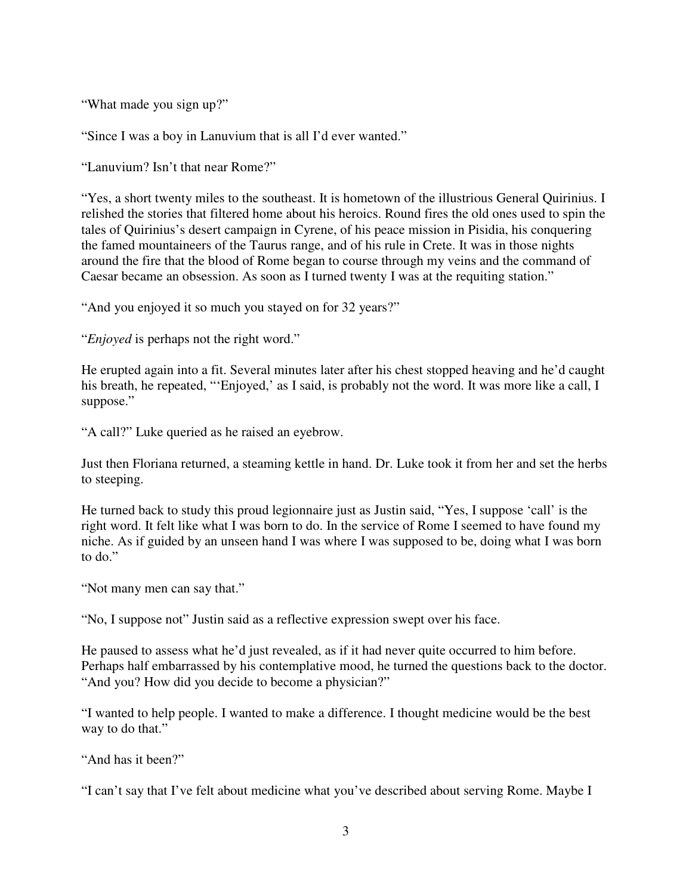"What made you sign up?"

"Since I was a boy in Lanuvium that is all I'd ever wanted."

"Lanuvium? Isn't that near Rome?"

"Yes, a short twenty miles to the southeast. It is hometown of the illustrious General Quirinius. I relished the stories that filtered home about his heroics. Round fires the old ones used to spin the tales of Quirinius's desert campaign in Cyrene, of his peace mission in Pisidia, his conquering the famed mountaineers of the Taurus range, and of his rule in Crete. It was in those nights around the fire that the blood of Rome began to course through my veins and the command of Caesar became an obsession. As soon as I turned twenty I was at the requiting station."

"And you enjoyed it so much you stayed on for 32 years?"

"*Enjoyed* is perhaps not the right word."

He erupted again into a fit. Several minutes later after his chest stopped heaving and he'd caught his breath, he repeated, "'Enjoyed,' as I said, is probably not the word. It was more like a call, I suppose."

"A call?" Luke queried as he raised an eyebrow.

Just then Floriana returned, a steaming kettle in hand. Dr. Luke took it from her and set the herbs to steeping.

He turned back to study this proud legionnaire just as Justin said, "Yes, I suppose 'call' is the right word. It felt like what I was born to do. In the service of Rome I seemed to have found my niche. As if guided by an unseen hand I was where I was supposed to be, doing what I was born to do."

"Not many men can say that."

"No, I suppose not" Justin said as a reflective expression swept over his face.

He paused to assess what he'd just revealed, as if it had never quite occurred to him before. Perhaps half embarrassed by his contemplative mood, he turned the questions back to the doctor. "And you? How did you decide to become a physician?"

"I wanted to help people. I wanted to make a difference. I thought medicine would be the best way to do that."

"And has it been?"

"I can't say that I've felt about medicine what you've described about serving Rome. Maybe I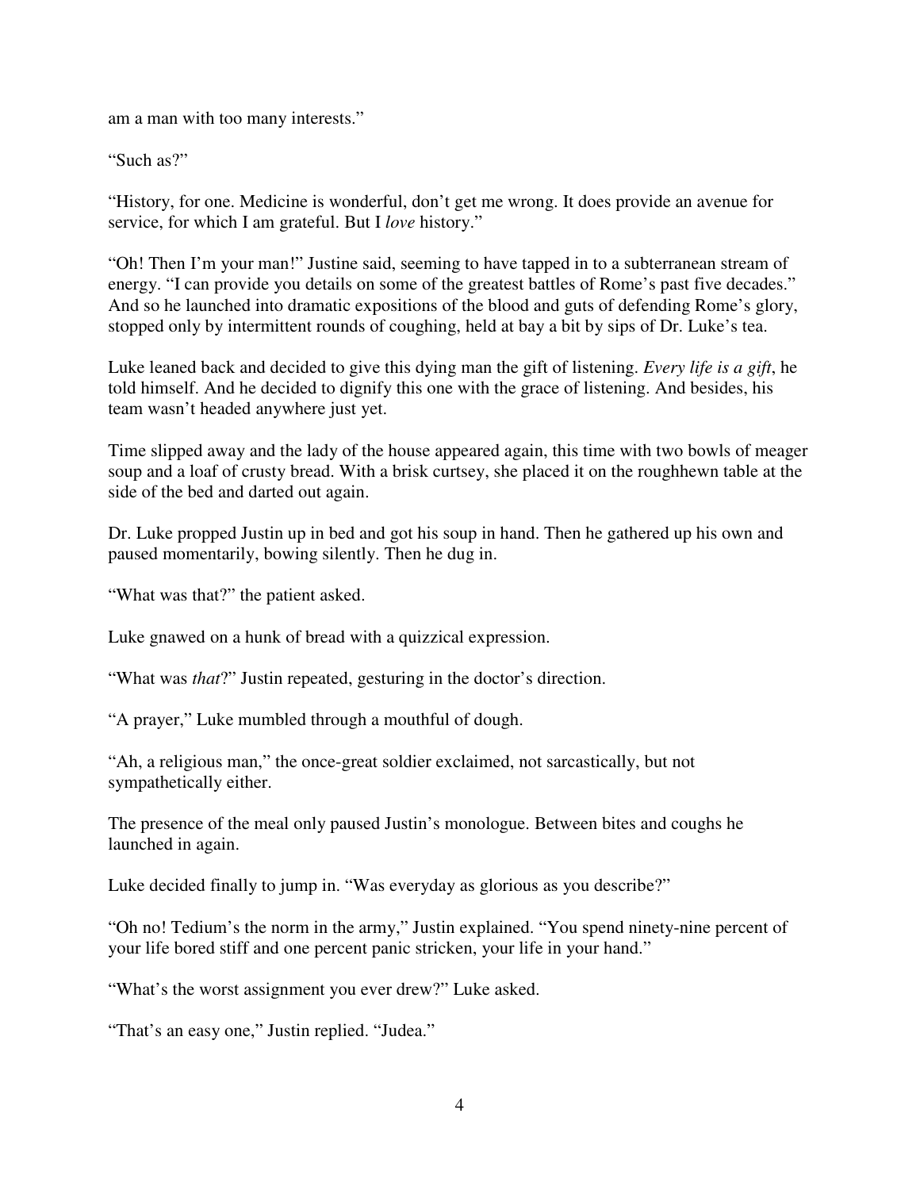am a man with too many interests."

"Such as?"

"History, for one. Medicine is wonderful, don't get me wrong. It does provide an avenue for service, for which I am grateful. But I *love* history."

"Oh! Then I'm your man!" Justine said, seeming to have tapped in to a subterranean stream of energy. "I can provide you details on some of the greatest battles of Rome's past five decades." And so he launched into dramatic expositions of the blood and guts of defending Rome's glory, stopped only by intermittent rounds of coughing, held at bay a bit by sips of Dr. Luke's tea.

Luke leaned back and decided to give this dying man the gift of listening. *Every life is a gift*, he told himself. And he decided to dignify this one with the grace of listening. And besides, his team wasn't headed anywhere just yet.

Time slipped away and the lady of the house appeared again, this time with two bowls of meager soup and a loaf of crusty bread. With a brisk curtsey, she placed it on the roughhewn table at the side of the bed and darted out again.

Dr. Luke propped Justin up in bed and got his soup in hand. Then he gathered up his own and paused momentarily, bowing silently. Then he dug in.

"What was that?" the patient asked.

Luke gnawed on a hunk of bread with a quizzical expression.

"What was *that*?" Justin repeated, gesturing in the doctor's direction.

"A prayer," Luke mumbled through a mouthful of dough.

"Ah, a religious man," the once-great soldier exclaimed, not sarcastically, but not sympathetically either.

The presence of the meal only paused Justin's monologue. Between bites and coughs he launched in again.

Luke decided finally to jump in. "Was everyday as glorious as you describe?"

"Oh no! Tedium's the norm in the army," Justin explained. "You spend ninety-nine percent of your life bored stiff and one percent panic stricken, your life in your hand."

"What's the worst assignment you ever drew?" Luke asked.

"That's an easy one," Justin replied. "Judea."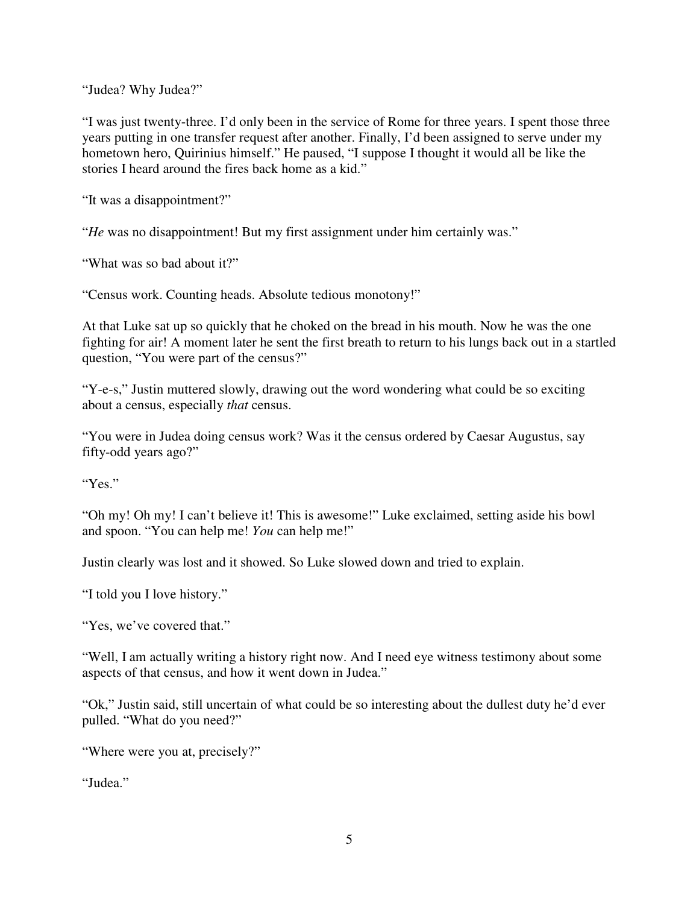"Judea? Why Judea?"

"I was just twenty-three. I'd only been in the service of Rome for three years. I spent those three years putting in one transfer request after another. Finally, I'd been assigned to serve under my hometown hero, Quirinius himself." He paused, "I suppose I thought it would all be like the stories I heard around the fires back home as a kid."

"It was a disappointment?"

"*He* was no disappointment! But my first assignment under him certainly was."

"What was so bad about it?"

"Census work. Counting heads. Absolute tedious monotony!"

At that Luke sat up so quickly that he choked on the bread in his mouth. Now he was the one fighting for air! A moment later he sent the first breath to return to his lungs back out in a startled question, "You were part of the census?"

"Y-e-s," Justin muttered slowly, drawing out the word wondering what could be so exciting about a census, especially *that* census.

"You were in Judea doing census work? Was it the census ordered by Caesar Augustus, say fifty-odd years ago?"

"Yes."

"Oh my! Oh my! I can't believe it! This is awesome!" Luke exclaimed, setting aside his bowl and spoon. "You can help me! *You* can help me!"

Justin clearly was lost and it showed. So Luke slowed down and tried to explain.

"I told you I love history."

"Yes, we've covered that."

"Well, I am actually writing a history right now. And I need eye witness testimony about some aspects of that census, and how it went down in Judea."

"Ok," Justin said, still uncertain of what could be so interesting about the dullest duty he'd ever pulled. "What do you need?"

"Where were you at, precisely?"

"Judea."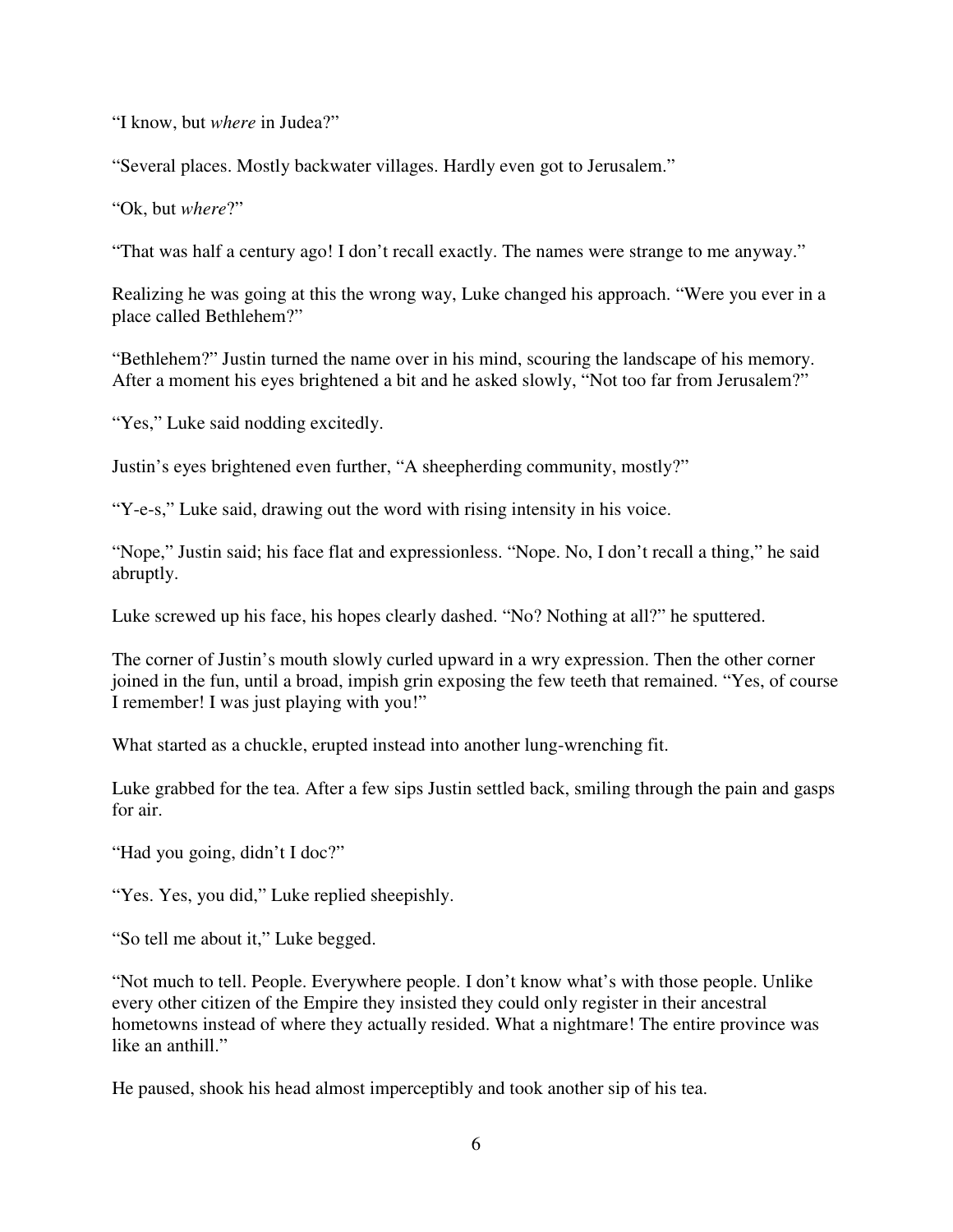"I know, but *where* in Judea?"

"Several places. Mostly backwater villages. Hardly even got to Jerusalem."

"Ok, but *where*?"

"That was half a century ago! I don't recall exactly. The names were strange to me anyway."

Realizing he was going at this the wrong way, Luke changed his approach. "Were you ever in a place called Bethlehem?"

"Bethlehem?" Justin turned the name over in his mind, scouring the landscape of his memory. After a moment his eyes brightened a bit and he asked slowly, "Not too far from Jerusalem?"

"Yes," Luke said nodding excitedly.

Justin's eyes brightened even further, "A sheepherding community, mostly?"

"Y-e-s," Luke said, drawing out the word with rising intensity in his voice.

"Nope," Justin said; his face flat and expressionless. "Nope. No, I don't recall a thing," he said abruptly.

Luke screwed up his face, his hopes clearly dashed. "No? Nothing at all?" he sputtered.

The corner of Justin's mouth slowly curled upward in a wry expression. Then the other corner joined in the fun, until a broad, impish grin exposing the few teeth that remained. "Yes, of course I remember! I was just playing with you!"

What started as a chuckle, erupted instead into another lung-wrenching fit.

Luke grabbed for the tea. After a few sips Justin settled back, smiling through the pain and gasps for air.

"Had you going, didn't I doc?"

"Yes. Yes, you did," Luke replied sheepishly.

"So tell me about it," Luke begged.

"Not much to tell. People. Everywhere people. I don't know what's with those people. Unlike every other citizen of the Empire they insisted they could only register in their ancestral hometowns instead of where they actually resided. What a nightmare! The entire province was like an anthill."

He paused, shook his head almost imperceptibly and took another sip of his tea.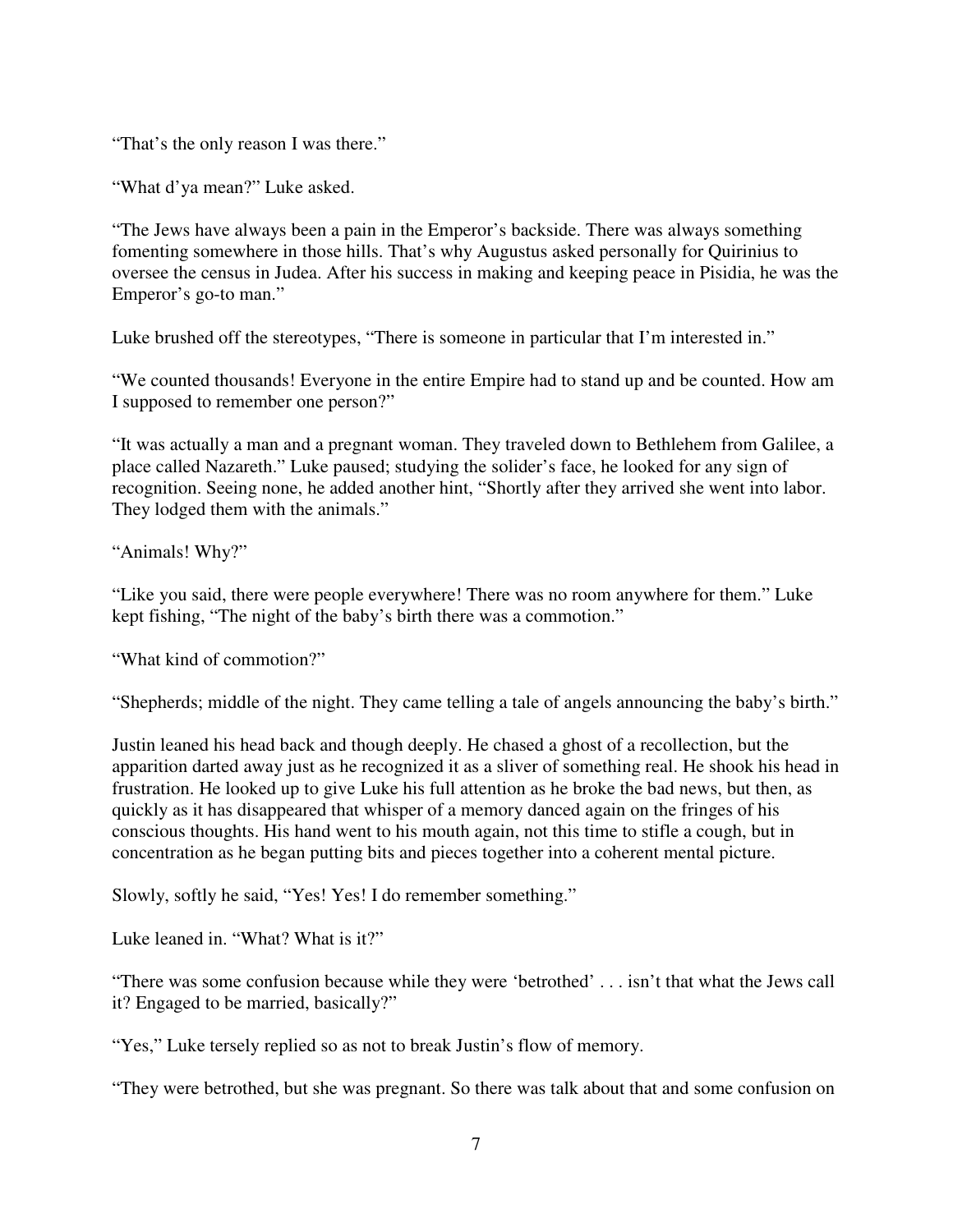"That's the only reason I was there."

"What d'ya mean?" Luke asked.

"The Jews have always been a pain in the Emperor's backside. There was always something fomenting somewhere in those hills. That's why Augustus asked personally for Quirinius to oversee the census in Judea. After his success in making and keeping peace in Pisidia, he was the Emperor's go-to man."

Luke brushed off the stereotypes, "There is someone in particular that I'm interested in."

"We counted thousands! Everyone in the entire Empire had to stand up and be counted. How am I supposed to remember one person?"

"It was actually a man and a pregnant woman. They traveled down to Bethlehem from Galilee, a place called Nazareth." Luke paused; studying the solider's face, he looked for any sign of recognition. Seeing none, he added another hint, "Shortly after they arrived she went into labor. They lodged them with the animals."

"Animals! Why?"

"Like you said, there were people everywhere! There was no room anywhere for them." Luke kept fishing, "The night of the baby's birth there was a commotion."

"What kind of commotion?"

"Shepherds; middle of the night. They came telling a tale of angels announcing the baby's birth."

Justin leaned his head back and though deeply. He chased a ghost of a recollection, but the apparition darted away just as he recognized it as a sliver of something real. He shook his head in frustration. He looked up to give Luke his full attention as he broke the bad news, but then, as quickly as it has disappeared that whisper of a memory danced again on the fringes of his conscious thoughts. His hand went to his mouth again, not this time to stifle a cough, but in concentration as he began putting bits and pieces together into a coherent mental picture.

Slowly, softly he said, "Yes! Yes! I do remember something."

Luke leaned in. "What? What is it?"

"There was some confusion because while they were 'betrothed' . . . isn't that what the Jews call it? Engaged to be married, basically?"

"Yes," Luke tersely replied so as not to break Justin's flow of memory.

"They were betrothed, but she was pregnant. So there was talk about that and some confusion on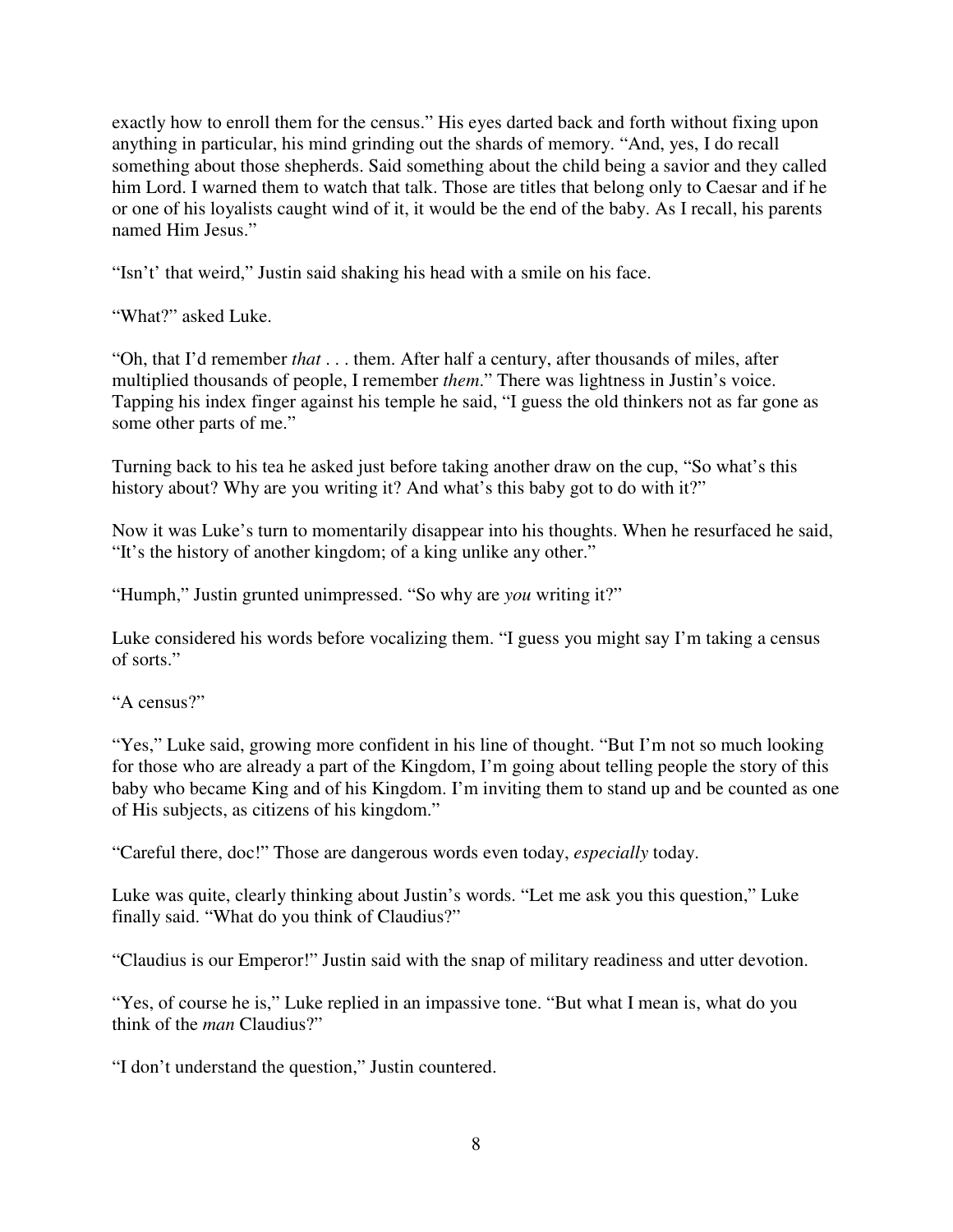exactly how to enroll them for the census." His eyes darted back and forth without fixing upon anything in particular, his mind grinding out the shards of memory. "And, yes, I do recall something about those shepherds. Said something about the child being a savior and they called him Lord. I warned them to watch that talk. Those are titles that belong only to Caesar and if he or one of his loyalists caught wind of it, it would be the end of the baby. As I recall, his parents named Him Jesus."

"Isn't' that weird," Justin said shaking his head with a smile on his face.

"What?" asked Luke.

"Oh, that I'd remember *that* . . . them. After half a century, after thousands of miles, after multiplied thousands of people, I remember *them*." There was lightness in Justin's voice. Tapping his index finger against his temple he said, "I guess the old thinkers not as far gone as some other parts of me."

Turning back to his tea he asked just before taking another draw on the cup, "So what's this history about? Why are you writing it? And what's this baby got to do with it?"

Now it was Luke's turn to momentarily disappear into his thoughts. When he resurfaced he said, "It's the history of another kingdom; of a king unlike any other."

"Humph," Justin grunted unimpressed. "So why are *you* writing it?"

Luke considered his words before vocalizing them. "I guess you might say I'm taking a census of sorts."

"A census?"

"Yes," Luke said, growing more confident in his line of thought. "But I'm not so much looking for those who are already a part of the Kingdom, I'm going about telling people the story of this baby who became King and of his Kingdom. I'm inviting them to stand up and be counted as one of His subjects, as citizens of his kingdom."

"Careful there, doc!" Those are dangerous words even today, *especially* today.

Luke was quite, clearly thinking about Justin's words. "Let me ask you this question," Luke finally said. "What do you think of Claudius?"

"Claudius is our Emperor!" Justin said with the snap of military readiness and utter devotion.

"Yes, of course he is," Luke replied in an impassive tone. "But what I mean is, what do you think of the *man* Claudius?"

"I don't understand the question," Justin countered.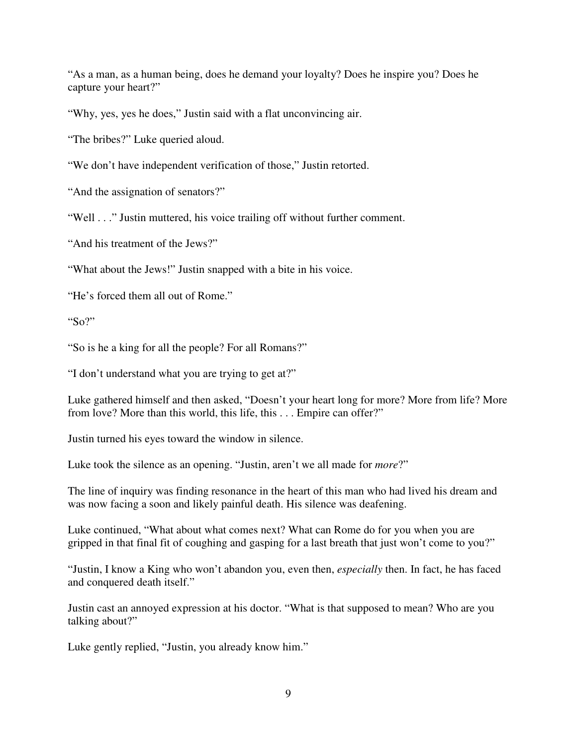"As a man, as a human being, does he demand your loyalty? Does he inspire you? Does he capture your heart?"

"Why, yes, yes he does," Justin said with a flat unconvincing air.

"The bribes?" Luke queried aloud.

"We don't have independent verification of those," Justin retorted.

"And the assignation of senators?"

"Well . . ." Justin muttered, his voice trailing off without further comment.

"And his treatment of the Jews?"

"What about the Jews!" Justin snapped with a bite in his voice.

"He's forced them all out of Rome."

"So?"

"So is he a king for all the people? For all Romans?"

"I don't understand what you are trying to get at?"

Luke gathered himself and then asked, "Doesn't your heart long for more? More from life? More from love? More than this world, this life, this . . . Empire can offer?"

Justin turned his eyes toward the window in silence.

Luke took the silence as an opening. "Justin, aren't we all made for *more*?"

The line of inquiry was finding resonance in the heart of this man who had lived his dream and was now facing a soon and likely painful death. His silence was deafening.

Luke continued, "What about what comes next? What can Rome do for you when you are gripped in that final fit of coughing and gasping for a last breath that just won't come to you?"

"Justin, I know a King who won't abandon you, even then, *especially* then. In fact, he has faced and conquered death itself."

Justin cast an annoyed expression at his doctor. "What is that supposed to mean? Who are you talking about?"

Luke gently replied, "Justin, you already know him."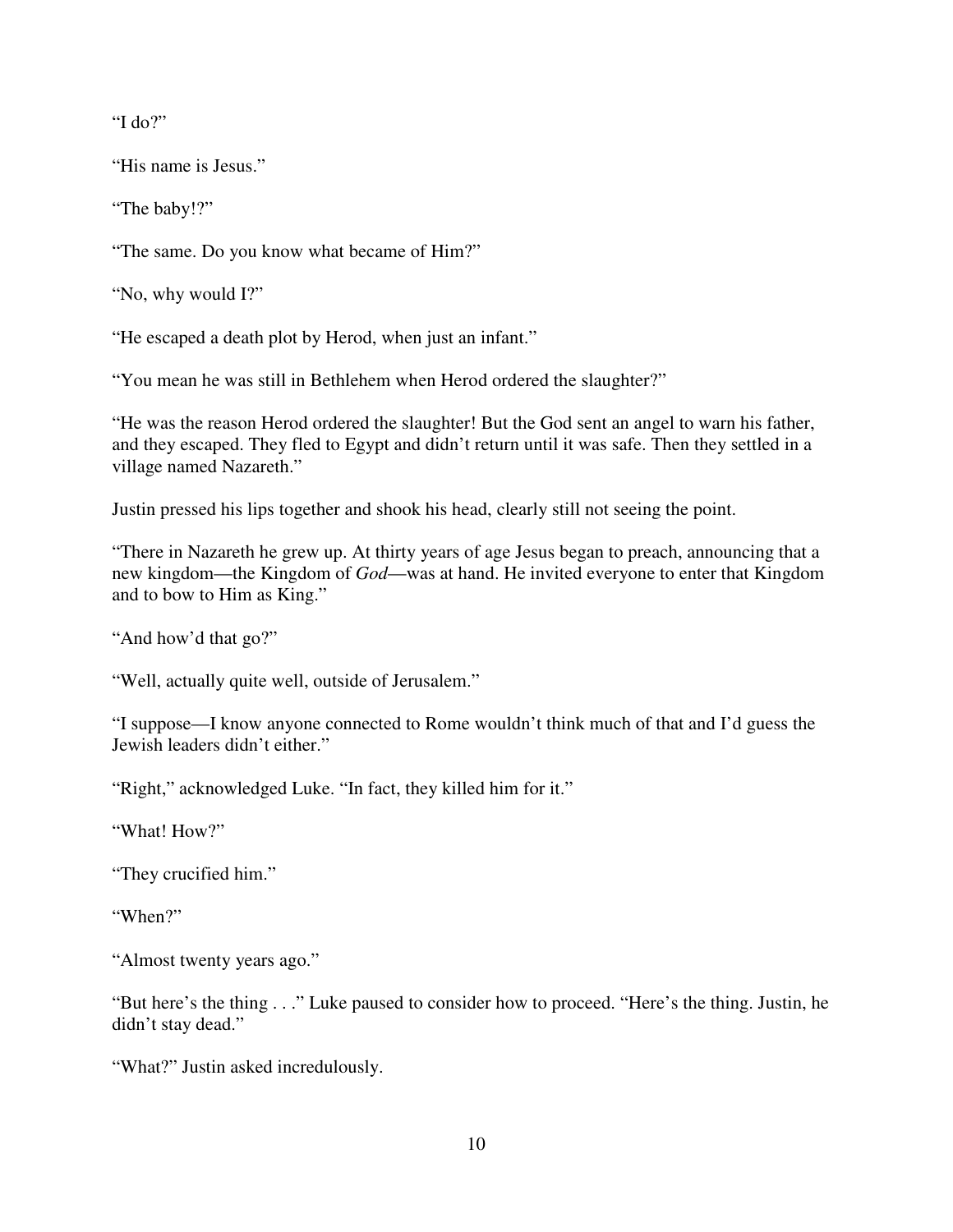"I do?"

"His name is Jesus."

"The baby!?"

"The same. Do you know what became of Him?"

"No, why would I?"

"He escaped a death plot by Herod, when just an infant."

"You mean he was still in Bethlehem when Herod ordered the slaughter?"

"He was the reason Herod ordered the slaughter! But the God sent an angel to warn his father, and they escaped. They fled to Egypt and didn't return until it was safe. Then they settled in a village named Nazareth."

Justin pressed his lips together and shook his head, clearly still not seeing the point.

"There in Nazareth he grew up. At thirty years of age Jesus began to preach, announcing that a new kingdom—the Kingdom of *God*—was at hand. He invited everyone to enter that Kingdom and to bow to Him as King."

"And how'd that go?"

"Well, actually quite well, outside of Jerusalem."

"I suppose—I know anyone connected to Rome wouldn't think much of that and I'd guess the Jewish leaders didn't either."

"Right," acknowledged Luke. "In fact, they killed him for it."

"What! How?"

"They crucified him."

"When?"

"Almost twenty years ago."

"But here's the thing . . ." Luke paused to consider how to proceed. "Here's the thing. Justin, he didn't stay dead."

"What?" Justin asked incredulously.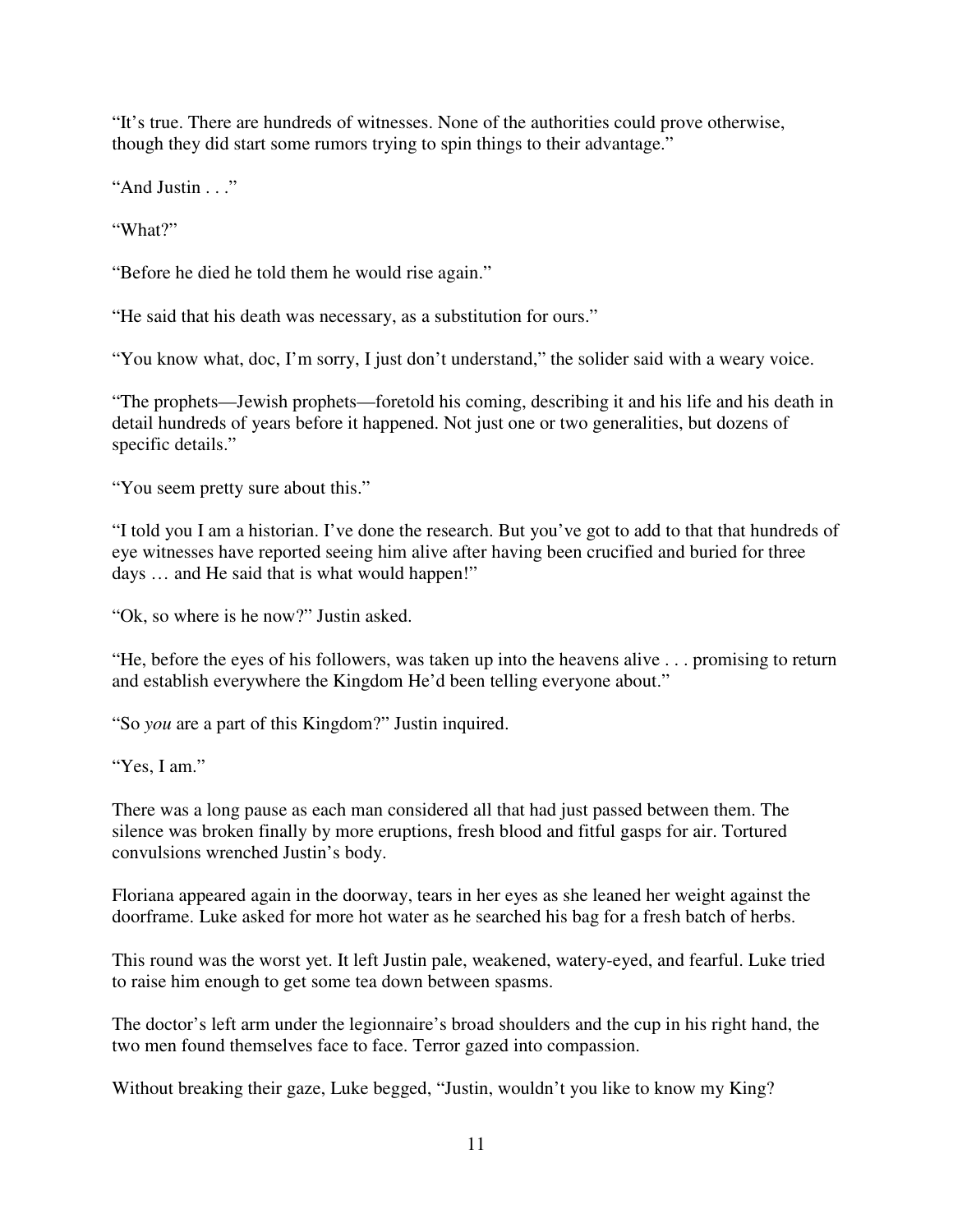"It's true. There are hundreds of witnesses. None of the authorities could prove otherwise, though they did start some rumors trying to spin things to their advantage."

"And Justin . . ."

"What?"

"Before he died he told them he would rise again."

"He said that his death was necessary, as a substitution for ours."

"You know what, doc, I'm sorry, I just don't understand," the solider said with a weary voice.

"The prophets—Jewish prophets—foretold his coming, describing it and his life and his death in detail hundreds of years before it happened. Not just one or two generalities, but dozens of specific details."

"You seem pretty sure about this."

"I told you I am a historian. I've done the research. But you've got to add to that that hundreds of eye witnesses have reported seeing him alive after having been crucified and buried for three days … and He said that is what would happen!"

"Ok, so where is he now?" Justin asked.

"He, before the eyes of his followers, was taken up into the heavens alive . . . promising to return and establish everywhere the Kingdom He'd been telling everyone about."

"So *you* are a part of this Kingdom?" Justin inquired.

"Yes, I am."

There was a long pause as each man considered all that had just passed between them. The silence was broken finally by more eruptions, fresh blood and fitful gasps for air. Tortured convulsions wrenched Justin's body.

Floriana appeared again in the doorway, tears in her eyes as she leaned her weight against the doorframe. Luke asked for more hot water as he searched his bag for a fresh batch of herbs.

This round was the worst yet. It left Justin pale, weakened, watery-eyed, and fearful. Luke tried to raise him enough to get some tea down between spasms.

The doctor's left arm under the legionnaire's broad shoulders and the cup in his right hand, the two men found themselves face to face. Terror gazed into compassion.

Without breaking their gaze, Luke begged, "Justin, wouldn't you like to know my King?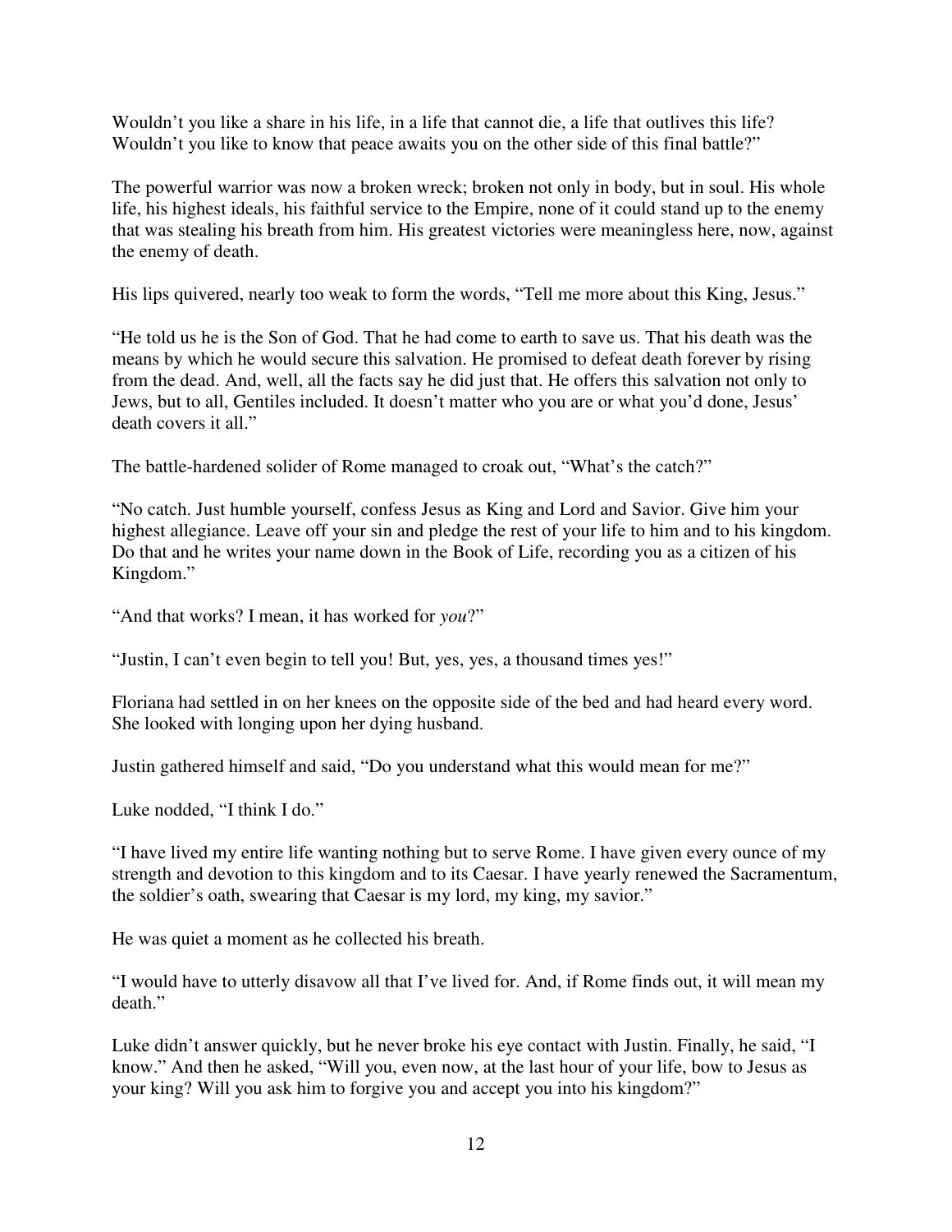Wouldn't you like a share in his life, in a life that cannot die, a life that outlives this life? Wouldn't you like to know that peace awaits you on the other side of this final battle?"

The powerful warrior was now a broken wreck; broken not only in body, but in soul. His whole life, his highest ideals, his faithful service to the Empire, none of it could stand up to the enemy that was stealing his breath from him. His greatest victories were meaningless here, now, against the enemy of death.

His lips quivered, nearly too weak to form the words, "Tell me more about this King, Jesus."

"He told us he is the Son of God. That he had come to earth to save us. That his death was the means by which he would secure this salvation. He promised to defeat death forever by rising from the dead. And, well, all the facts say he did just that. He offers this salvation not only to Jews, but to all, Gentiles included. It doesn't matter who you are or what you'd done, Jesus' death covers it all."

The battle-hardened solider of Rome managed to croak out, "What's the catch?"

"No catch. Just humble yourself, confess Jesus as King and Lord and Savior. Give him your highest allegiance. Leave off your sin and pledge the rest of your life to him and to his kingdom. Do that and he writes your name down in the Book of Life, recording you as a citizen of his Kingdom."

"And that works? I mean, it has worked for *you*?"

"Justin, I can't even begin to tell you! But, yes, yes, a thousand times yes!"

Floriana had settled in on her knees on the opposite side of the bed and had heard every word. She looked with longing upon her dying husband.

Justin gathered himself and said, "Do you understand what this would mean for me?"

Luke nodded, "I think I do."

"I have lived my entire life wanting nothing but to serve Rome. I have given every ounce of my strength and devotion to this kingdom and to its Caesar. I have yearly renewed the Sacramentum, the soldier's oath, swearing that Caesar is my lord, my king, my savior."

He was quiet a moment as he collected his breath.

"I would have to utterly disavow all that I've lived for. And, if Rome finds out, it will mean my death."

Luke didn't answer quickly, but he never broke his eye contact with Justin. Finally, he said, "I know." And then he asked, "Will you, even now, at the last hour of your life, bow to Jesus as your king? Will you ask him to forgive you and accept you into his kingdom?"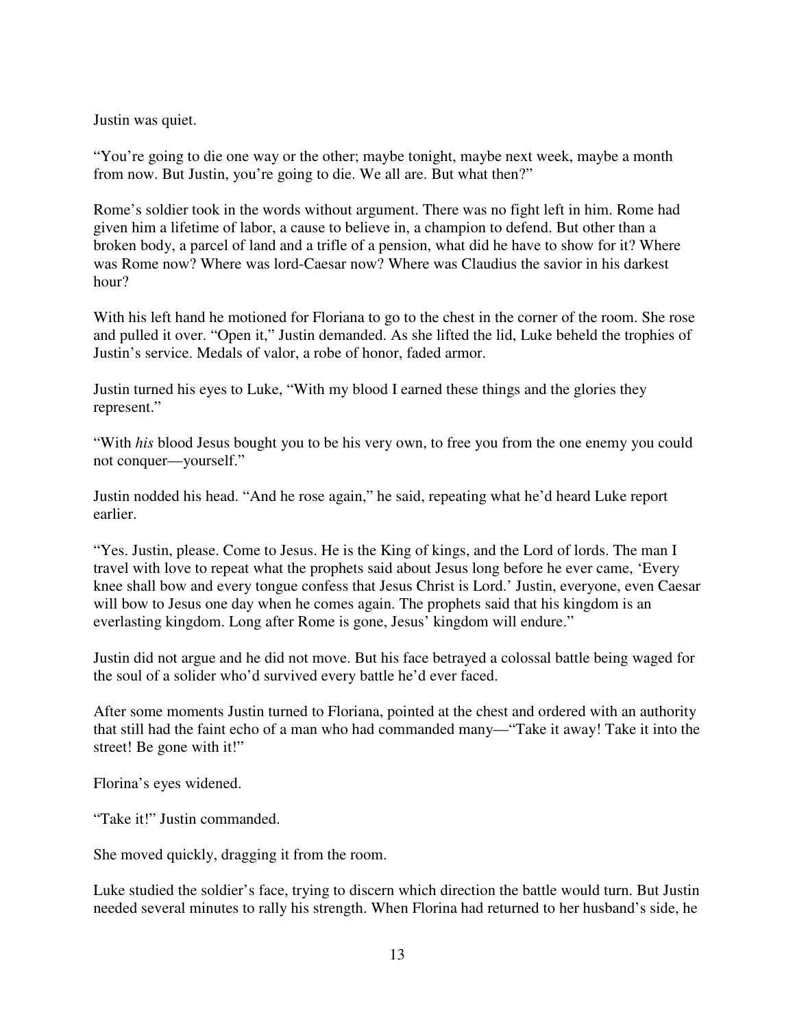Justin was quiet.

"You're going to die one way or the other; maybe tonight, maybe next week, maybe a month from now. But Justin, you're going to die. We all are. But what then?"

Rome's soldier took in the words without argument. There was no fight left in him. Rome had given him a lifetime of labor, a cause to believe in, a champion to defend. But other than a broken body, a parcel of land and a trifle of a pension, what did he have to show for it? Where was Rome now? Where was lord-Caesar now? Where was Claudius the savior in his darkest hour?

With his left hand he motioned for Floriana to go to the chest in the corner of the room. She rose and pulled it over. "Open it," Justin demanded. As she lifted the lid, Luke beheld the trophies of Justin's service. Medals of valor, a robe of honor, faded armor.

Justin turned his eyes to Luke, "With my blood I earned these things and the glories they represent."

"With *his* blood Jesus bought you to be his very own, to free you from the one enemy you could not conquer—yourself."

Justin nodded his head. "And he rose again," he said, repeating what he'd heard Luke report earlier.

"Yes. Justin, please. Come to Jesus. He is the King of kings, and the Lord of lords. The man I travel with love to repeat what the prophets said about Jesus long before he ever came, 'Every knee shall bow and every tongue confess that Jesus Christ is Lord.' Justin, everyone, even Caesar will bow to Jesus one day when he comes again. The prophets said that his kingdom is an everlasting kingdom. Long after Rome is gone, Jesus' kingdom will endure."

Justin did not argue and he did not move. But his face betrayed a colossal battle being waged for the soul of a solider who'd survived every battle he'd ever faced.

After some moments Justin turned to Floriana, pointed at the chest and ordered with an authority that still had the faint echo of a man who had commanded many—"Take it away! Take it into the street! Be gone with it!"

Florina's eyes widened.

"Take it!" Justin commanded.

She moved quickly, dragging it from the room.

Luke studied the soldier's face, trying to discern which direction the battle would turn. But Justin needed several minutes to rally his strength. When Florina had returned to her husband's side, he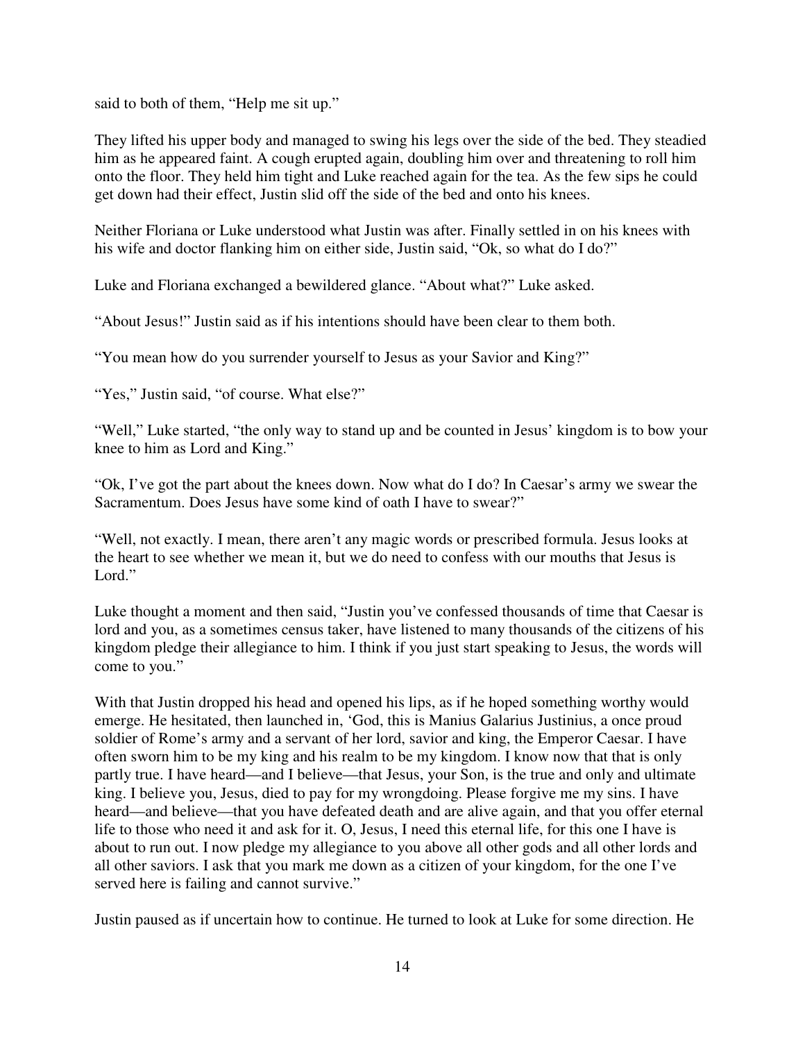said to both of them, "Help me sit up."

They lifted his upper body and managed to swing his legs over the side of the bed. They steadied him as he appeared faint. A cough erupted again, doubling him over and threatening to roll him onto the floor. They held him tight and Luke reached again for the tea. As the few sips he could get down had their effect, Justin slid off the side of the bed and onto his knees.

Neither Floriana or Luke understood what Justin was after. Finally settled in on his knees with his wife and doctor flanking him on either side, Justin said, "Ok, so what do I do?"

Luke and Floriana exchanged a bewildered glance. "About what?" Luke asked.

"About Jesus!" Justin said as if his intentions should have been clear to them both.

"You mean how do you surrender yourself to Jesus as your Savior and King?"

"Yes," Justin said, "of course. What else?"

"Well," Luke started, "the only way to stand up and be counted in Jesus' kingdom is to bow your knee to him as Lord and King."

"Ok, I've got the part about the knees down. Now what do I do? In Caesar's army we swear the Sacramentum. Does Jesus have some kind of oath I have to swear?"

"Well, not exactly. I mean, there aren't any magic words or prescribed formula. Jesus looks at the heart to see whether we mean it, but we do need to confess with our mouths that Jesus is Lord."

Luke thought a moment and then said, "Justin you've confessed thousands of time that Caesar is lord and you, as a sometimes census taker, have listened to many thousands of the citizens of his kingdom pledge their allegiance to him. I think if you just start speaking to Jesus, the words will come to you."

With that Justin dropped his head and opened his lips, as if he hoped something worthy would emerge. He hesitated, then launched in, 'God, this is Manius Galarius Justinius, a once proud soldier of Rome's army and a servant of her lord, savior and king, the Emperor Caesar. I have often sworn him to be my king and his realm to be my kingdom. I know now that that is only partly true. I have heard—and I believe—that Jesus, your Son, is the true and only and ultimate king. I believe you, Jesus, died to pay for my wrongdoing. Please forgive me my sins. I have heard—and believe—that you have defeated death and are alive again, and that you offer eternal life to those who need it and ask for it. O, Jesus, I need this eternal life, for this one I have is about to run out. I now pledge my allegiance to you above all other gods and all other lords and all other saviors. I ask that you mark me down as a citizen of your kingdom, for the one I've served here is failing and cannot survive."

Justin paused as if uncertain how to continue. He turned to look at Luke for some direction. He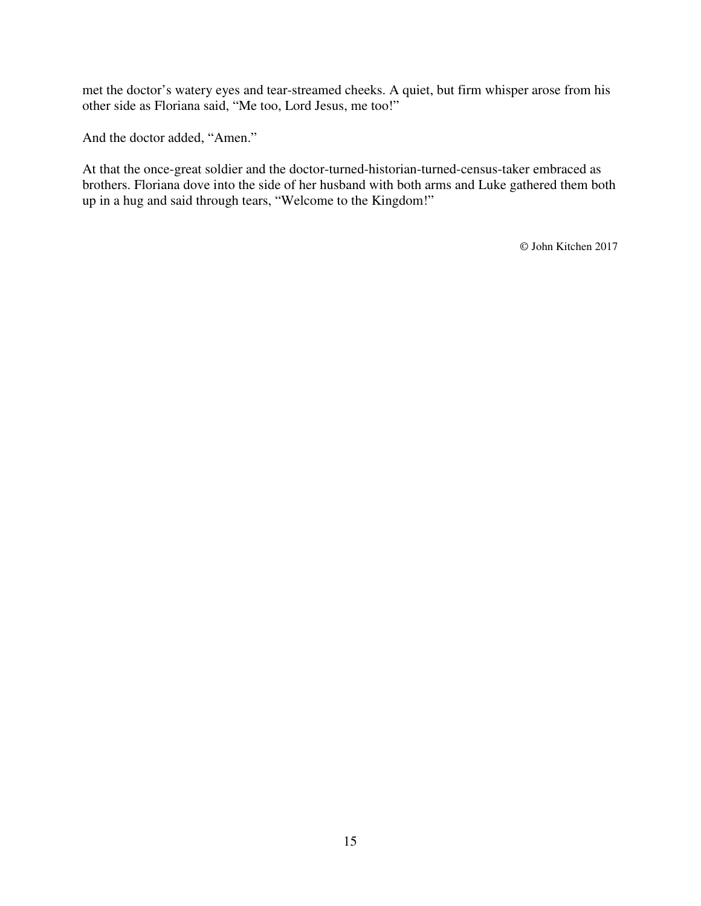met the doctor's watery eyes and tear-streamed cheeks. A quiet, but firm whisper arose from his other side as Floriana said, "Me too, Lord Jesus, me too!"

And the doctor added, "Amen."

At that the once-great soldier and the doctor-turned-historian-turned-census-taker embraced as brothers. Floriana dove into the side of her husband with both arms and Luke gathered them both up in a hug and said through tears, "Welcome to the Kingdom!"

© John Kitchen 2017